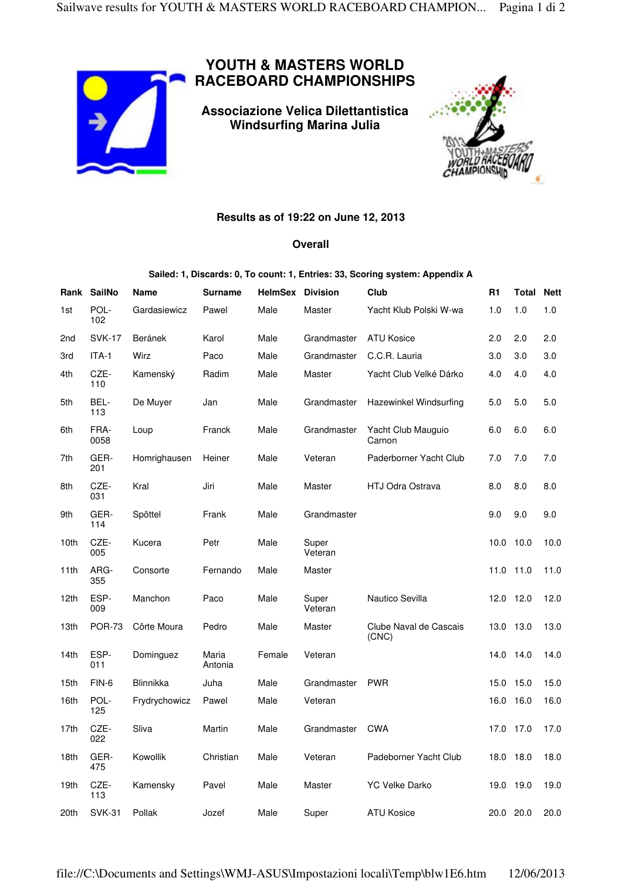# YOUTH & MASTERS WORLD RACEBOARD CHAMPIONSHIPS

## Associazione Velica Dilettantistica Windsurfing Marina Julia

**Results as of 19:22 on June 12, 2013**

**Overall**

**Sailed: 1, Discards: 0, To count: 1, Entries: 33, Scoring system: Appendix A**

| Rank | SailNo | Name | Surname | HelmSex | Division | Club | R1 | Total | Nett |
|---|---|---|---|---|---|---|---|---|---|
| 1st | POL-102 | Gardasiewicz | Pawel | Male | Master | Yacht Klub Polski W-wa | 1.0 | 1.0 | 1.0 |
| 2nd | SVK-17 | Beránek | Karol | Male | Grandmaster | ATU Kosice | 2.0 | 2.0 | 2.0 |
| 3rd | ITA-1 | Wirz | Paco | Male | Grandmaster | C.C.R. Lauria | 3.0 | 3.0 | 3.0 |
| 4th | CZE-110 | Kamenský | Radim | Male | Master | Yacht Club Velké Dárko | 4.0 | 4.0 | 4.0 |
| 5th | BEL-113 | De Muyer | Jan | Male | Grandmaster | Hazewinkel Windsurfing | 5.0 | 5.0 | 5.0 |
| 6th | FRA-0058 | Loup | Franck | Male | Grandmaster | Yacht Club Mauguio Carnon | 6.0 | 6.0 | 6.0 |
| 7th | GER-201 | Homrighausen | Heiner | Male | Veteran | Paderborner Yacht Club | 7.0 | 7.0 | 7.0 |
| 8th | CZE-031 | Kral | Jiri | Male | Master | HTJ Odra Ostrava | 8.0 | 8.0 | 8.0 |
| 9th | GER-114 | Spöttel | Frank | Male | Grandmaster | | 9.0 | 9.0 | 9.0 |
| 10th | CZE-005 | Kucera | Petr | Male | Super Veteran | | 10.0 | 10.0 | 10.0 |
| 11th | ARG-355 | Consorte | Fernando | Male | Master | | 11.0 | 11.0 | 11.0 |
| 12th | ESP-009 | Manchon | Paco | Male | Super Veteran | Nautico Sevilla | 12.0 | 12.0 | 12.0 |
| 13th | POR-73 | Côrte Moura | Pedro | Male | Master | Clube Naval de Cascais (CNC) | 13.0 | 13.0 | 13.0 |
| 14th | ESP-011 | Dominguez | Maria Antonia | Female | Veteran | | 14.0 | 14.0 | 14.0 |
| 15th | FIN-6 | Blinnikka | Juha | Male | Grandmaster | PWR | 15.0 | 15.0 | 15.0 |
| 16th | POL-125 | Frydrychowicz | Pawel | Male | Veteran | | 16.0 | 16.0 | 16.0 |
| 17th | CZE-022 | Sliva | Martin | Male | Grandmaster | CWA | 17.0 | 17.0 | 17.0 |
| 18th | GER-475 | Kowollik | Christian | Male | Veteran | Padeborner Yacht Club | 18.0 | 18.0 | 18.0 |
| 19th | CZE-113 | Kamensky | Pavel | Male | Master | YC Velke Darko | 19.0 | 19.0 | 19.0 |
| 20th | SVK-31 | Pollak | Jozef | Male | Super | ATU Kosice | 20.0 | 20.0 | 20.0 |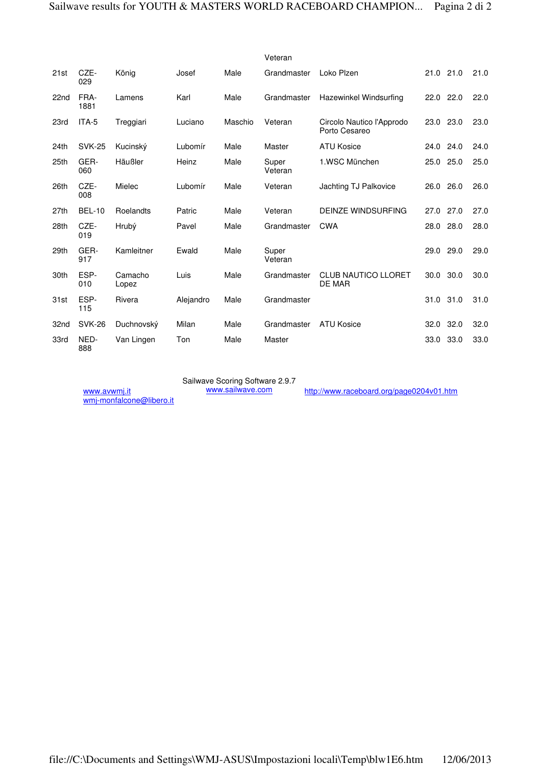| | | | | | | | | | |
|---|---|---|---|---|---|---|---|---|---|
| | | | | | Veteran | | | | |
| 21st | CZE-029 | König | Josef | Male | Grandmaster | Loko Plzen | 21.0 | 21.0 | 21.0 |
| 22nd | FRA-1881 | Lamens | Karl | Male | Grandmaster | Hazewinkel Windsurfing | 22.0 | 22.0 | 22.0 |
| 23rd | ITA-5 | Treggiari | Luciano | Maschio | Veteran | Circolo Nautico l'Approdo Porto Cesareo | 23.0 | 23.0 | 23.0 |
| 24th | SVK-25 | Kucinský | Lubomír | Male | Master | ATU Kosice | 24.0 | 24.0 | 24.0 |
| 25th | GER-060 | Häußler | Heinz | Male | Super Veteran | 1.WSC München | 25.0 | 25.0 | 25.0 |
| 26th | CZE-008 | Mielec | Lubomír | Male | Veteran | Jachting TJ Palkovice | 26.0 | 26.0 | 26.0 |
| 27th | BEL-10 | Roelandts | Patric | Male | Veteran | DEINZE WINDSURFING | 27.0 | 27.0 | 27.0 |
| 28th | CZE-019 | Hrubý | Pavel | Male | Grandmaster | CWA | 28.0 | 28.0 | 28.0 |
| 29th | GER-917 | Kamleitner | Ewald | Male | Super Veteran | | 29.0 | 29.0 | 29.0 |
| 30th | ESP-010 | Camacho Lopez | Luis | Male | Grandmaster | CLUB NAUTICO LLORET DE MAR | 30.0 | 30.0 | 30.0 |
| 31st | ESP-115 | Rivera | Alejandro | Male | Grandmaster | | 31.0 | 31.0 | 31.0 |
| 32nd | SVK-26 | Duchnovský | Milan | Male | Grandmaster | ATU Kosice | 32.0 | 32.0 | 32.0 |
| 33rd | NED-888 | Van Lingen | Ton | Male | Master | | 33.0 | 33.0 | 33.0 |

Sailwave Scoring Software 2.9.7

www.avwmj.it
wmj-monfalcone@libero.it

www.sailwave.com

http://www.raceboard.org/page0204v01.htm